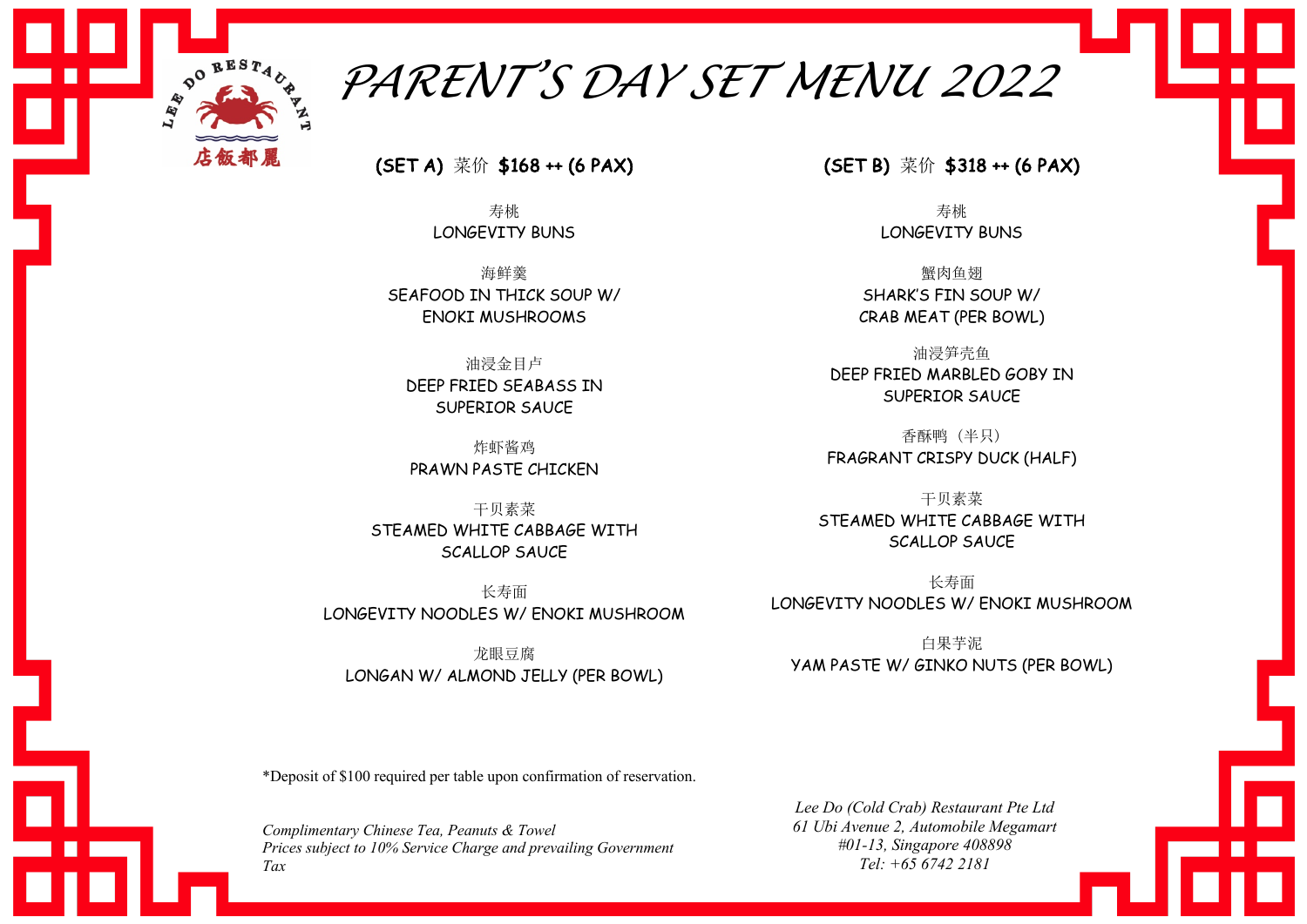LEE DO RESTAURANT
店飯都麗

# PARENT'S DAY SET MENU 2022

## (SET A) 菜价 $168 ++ (6 PAX)

寿桃
LONGEVITY BUNS

海鲜羹
SEAFOOD IN THICK SOUP W/ ENOKI MUSHROOMS

油浸金目卢
DEEP FRIED SEABASS IN SUPERIOR SAUCE

炸虾酱鸡
PRAWN PASTE CHICKEN

干贝素菜
STEAMED WHITE CABBAGE WITH SCALLOP SAUCE

长寿面
LONGEVITY NOODLES W/ ENOKI MUSHROOM

龙眼豆腐
LONGAN W/ ALMOND JELLY (PER BOWL)

## (SET B) 菜价 $318 ++ (6 PAX)

寿桃
LONGEVITY BUNS

蟹肉鱼翅
SHARK'S FIN SOUP W/ CRAB MEAT (PER BOWL)

油浸笋壳鱼
DEEP FRIED MARBLED GOBY IN SUPERIOR SAUCE

香酥鸭（半只）
FRAGRANT CRISPY DUCK (HALF)

干贝素菜
STEAMED WHITE CABBAGE WITH SCALLOP SAUCE

长寿面
LONGEVITY NOODLES W/ ENOKI MUSHROOM

白果芋泥
YAM PASTE W/ GINKO NUTS (PER BOWL)

*Deposit of $100 required per table upon confirmation of reservation.

*Complimentary Chinese Tea, Peanuts & Towel*
*Prices subject to 10% Service Charge and prevailing Government Tax*

*Lee Do (Cold Crab) Restaurant Pte Ltd*
*61 Ubi Avenue 2, Automobile Megamart*
*#01-13, Singapore 408898*
*Tel: +65 6742 2181*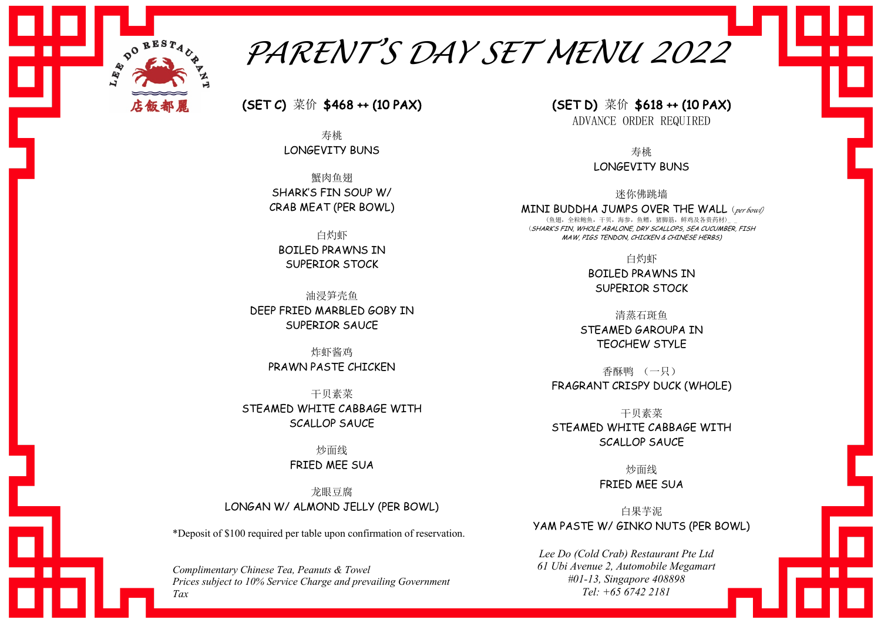LEE DO RESTAURANT
店飯都麗

# PARENT'S DAY SET MENU 2022

## (SET C) 菜价 $468 ++ (10 PAX)

寿桃
LONGEVITY BUNS

蟹肉鱼翅
SHARK'S FIN SOUP W/
CRAB MEAT (PER BOWL)

白灼虾
BOILED PRAWNS IN
SUPERIOR STOCK

油浸笋壳鱼
DEEP FRIED MARBLED GOBY IN
SUPERIOR SAUCE

炸虾酱鸡
PRAWN PASTE CHICKEN

干贝素菜
STEAMED WHITE CABBAGE WITH
SCALLOP SAUCE

炒面线
FRIED MEE SUA

龙眼豆腐
LONGAN W/ ALMOND JELLY (PER BOWL)

*Deposit of $100 required per table upon confirmation of reservation.

*Complimentary Chinese Tea, Peanuts & Towel*
*Prices subject to 10% Service Charge and prevailing Government Tax*

## (SET D) 菜价 $618 ++ (10 PAX)

ADVANCE ORDER REQUIRED

寿桃
LONGEVITY BUNS

迷你佛跳墙
MINI BUDDHA JUMPS OVER THE WALL *(per bowl)*
（鱼翅，全粒鲍鱼，干贝，海参，鱼鳔，猪脚筋，鲜鸡及各贵药材）
(*SHARK'S FIN, WHOLE ABALONE, DRY SCALLOPS, SEA CUCUMBER, FISH MAW, PIGS TENDON, CHICKEN & CHINESE HERBS)*

白灼虾
BOILED PRAWNS IN
SUPERIOR STOCK

清蒸石斑鱼
STEAMED GAROUPA IN
TEOCHEW STYLE

香酥鸭 （一只）
FRAGRANT CRISPY DUCK (WHOLE)

干贝素菜
STEAMED WHITE CABBAGE WITH
SCALLOP SAUCE

炒面线
FRIED MEE SUA

白果芋泥
YAM PASTE W/ GINKO NUTS (PER BOWL)

*Lee Do (Cold Crab) Restaurant Pte Ltd*
*61 Ubi Avenue 2, Automobile Megamart*
*#01-13, Singapore 408898*
*Tel: +65 6742 2181*